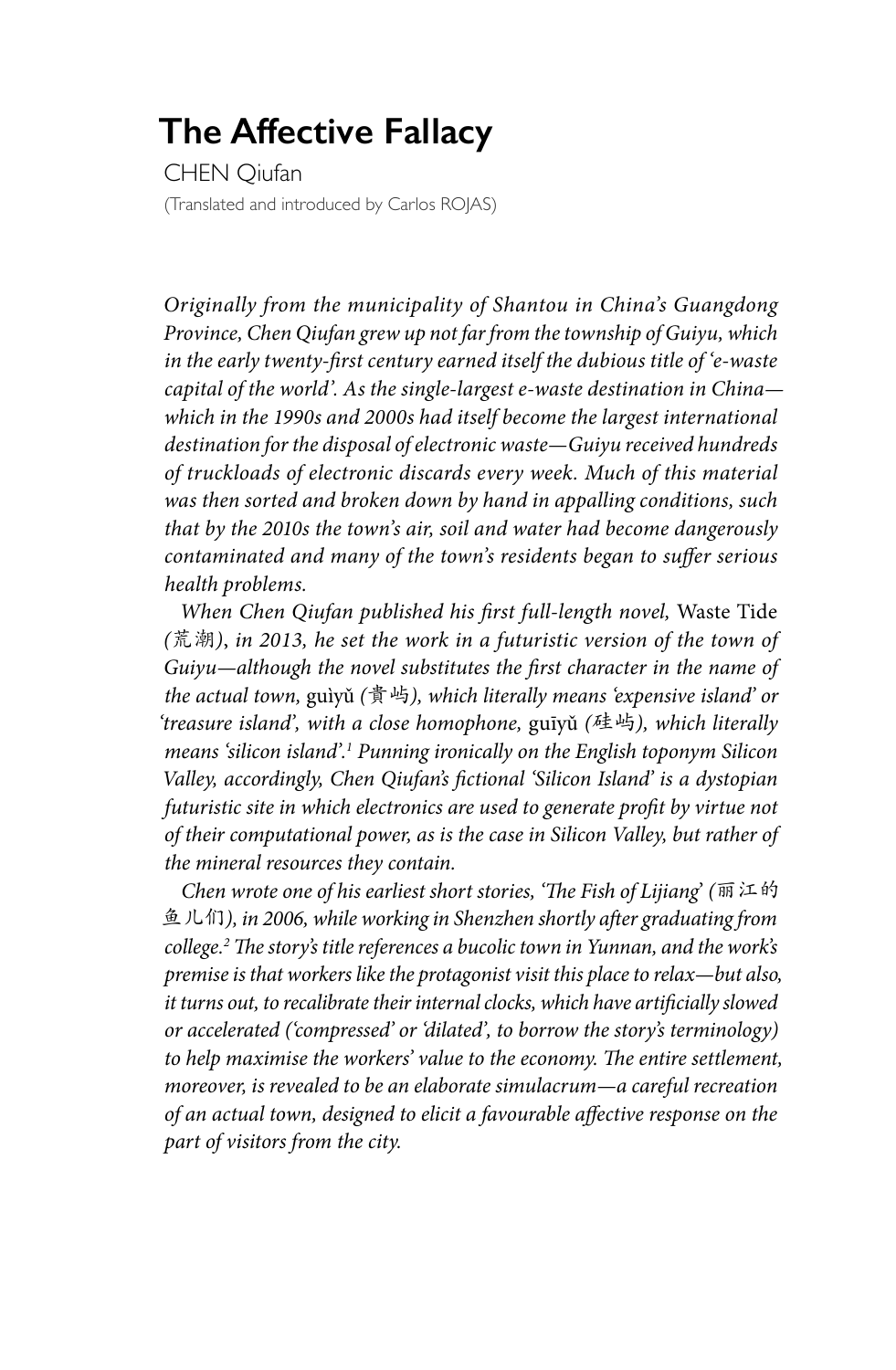# The Affective Fallacy

CHEN Qiufan

(Translated and introduced by Carlos ROJAS)

*Originally from the municipality of Shantou in China's Guangdong Province, Chen Qiufan grew up not far from the township of Guiyu, which in the early twenty-first century earned itself the dubious title of 'e-waste capital of the world'. As the single-largest e-waste destination in China—which in the 1990s and 2000s had itself become the largest international destination for the disposal of electronic waste—Guiyu received hundreds of truckloads of electronic discards every week. Much of this material was then sorted and broken down by hand in appalling conditions, such that by the 2010s the town's air, soil and water had become dangerously contaminated and many of the town's residents began to suffer serious health problems.*

*When Chen Qiufan published his first full-length novel,* Waste Tide *(荒潮), in 2013, he set the work in a futuristic version of the town of Guiyu—although the novel substitutes the first character in the name of the actual town,* guìyǔ *(貴屿), which literally means 'expensive island' or 'treasure island', with a close homophone,* guīyǔ *(硅屿), which literally means 'silicon island'.*[1] *Punning ironically on the English toponym Silicon Valley, accordingly, Chen Qiufan's fictional 'Silicon Island' is a dystopian futuristic site in which electronics are used to generate profit by virtue not of their computational power, as is the case in Silicon Valley, but rather of the mineral resources they contain.*

*Chen wrote one of his earliest short stories, 'The Fish of Lijiang' (丽江的鱼儿们), in 2006, while working in Shenzhen shortly after graduating from college.*[2] *The story's title references a bucolic town in Yunnan, and the work's premise is that workers like the protagonist visit this place to relax—but also, it turns out, to recalibrate their internal clocks, which have artificially slowed or accelerated ('compressed' or 'dilated', to borrow the story's terminology) to help maximise the workers' value to the economy. The entire settlement, moreover, is revealed to be an elaborate simulacrum—a careful recreation of an actual town, designed to elicit a favourable affective response on the part of visitors from the city.*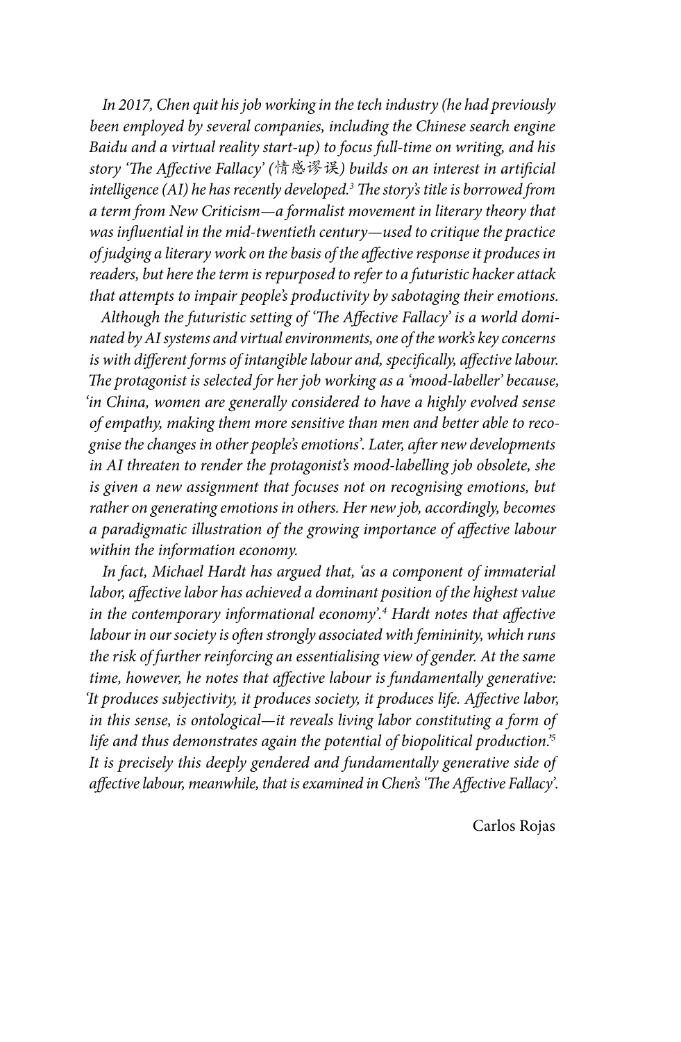*In 2017, Chen quit his job working in the tech industry (he had previously been employed by several companies, including the Chinese search engine Baidu and a virtual reality start-up) to focus full-time on writing, and his story 'The Affective Fallacy' (情感谬误) builds on an interest in artificial intelligence (AI) he has recently developed.[3] The story's title is borrowed from a term from New Criticism—a formalist movement in literary theory that was influential in the mid-twentieth century—used to critique the practice of judging a literary work on the basis of the affective response it produces in readers, but here the term is repurposed to refer to a futuristic hacker attack that attempts to impair people's productivity by sabotaging their emotions.*

*Although the futuristic setting of 'The Affective Fallacy' is a world dominated by AI systems and virtual environments, one of the work's key concerns is with different forms of intangible labour and, specifically, affective labour. The protagonist is selected for her job working as a 'mood-labeller' because, 'in China, women are generally considered to have a highly evolved sense of empathy, making them more sensitive than men and better able to recognise the changes in other people's emotions'. Later, after new developments in AI threaten to render the protagonist's mood-labelling job obsolete, she is given a new assignment that focuses not on recognising emotions, but rather on generating emotions in others. Her new job, accordingly, becomes a paradigmatic illustration of the growing importance of affective labour within the information economy.*

*In fact, Michael Hardt has argued that, 'as a component of immaterial labor, affective labor has achieved a dominant position of the highest value in the contemporary informational economy'.[4] Hardt notes that affective labour in our society is often strongly associated with femininity, which runs the risk of further reinforcing an essentialising view of gender. At the same time, however, he notes that affective labour is fundamentally generative: 'It produces subjectivity, it produces society, it produces life. Affective labor, in this sense, is ontological—it reveals living labor constituting a form of life and thus demonstrates again the potential of biopolitical production.'[5] It is precisely this deeply gendered and fundamentally generative side of affective labour, meanwhile, that is examined in Chen's 'The Affective Fallacy'.*

Carlos Rojas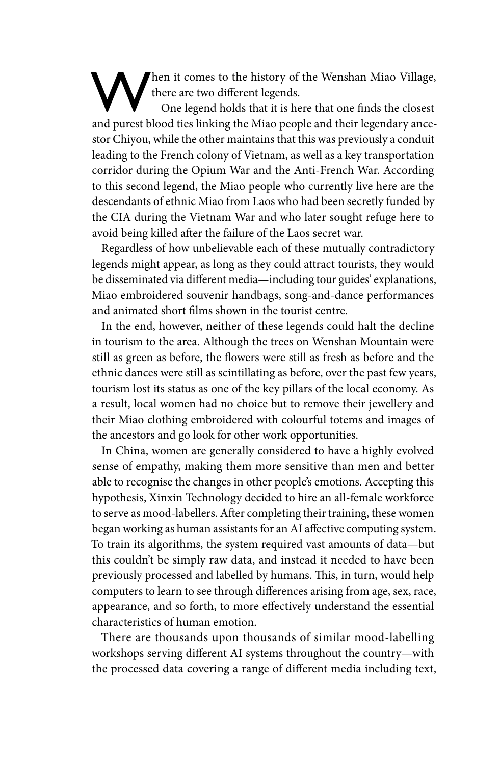When it comes to the history of the Wenshan Miao Village, there are two different legends.

One legend holds that it is here that one finds the closest and purest blood ties linking the Miao people and their legendary ancestor Chiyou, while the other maintains that this was previously a conduit leading to the French colony of Vietnam, as well as a key transportation corridor during the Opium War and the Anti-French War. According to this second legend, the Miao people who currently live here are the descendants of ethnic Miao from Laos who had been secretly funded by the CIA during the Vietnam War and who later sought refuge here to avoid being killed after the failure of the Laos secret war.

Regardless of how unbelievable each of these mutually contradictory legends might appear, as long as they could attract tourists, they would be disseminated via different media—including tour guides' explanations, Miao embroidered souvenir handbags, song-and-dance performances and animated short films shown in the tourist centre.

In the end, however, neither of these legends could halt the decline in tourism to the area. Although the trees on Wenshan Mountain were still as green as before, the flowers were still as fresh as before and the ethnic dances were still as scintillating as before, over the past few years, tourism lost its status as one of the key pillars of the local economy. As a result, local women had no choice but to remove their jewellery and their Miao clothing embroidered with colourful totems and images of the ancestors and go look for other work opportunities.

In China, women are generally considered to have a highly evolved sense of empathy, making them more sensitive than men and better able to recognise the changes in other people's emotions. Accepting this hypothesis, Xinxin Technology decided to hire an all-female workforce to serve as mood-labellers. After completing their training, these women began working as human assistants for an AI affective computing system. To train its algorithms, the system required vast amounts of data—but this couldn't be simply raw data, and instead it needed to have been previously processed and labelled by humans. This, in turn, would help computers to learn to see through differences arising from age, sex, race, appearance, and so forth, to more effectively understand the essential characteristics of human emotion.

There are thousands upon thousands of similar mood-labelling workshops serving different AI systems throughout the country—with the processed data covering a range of different media including text,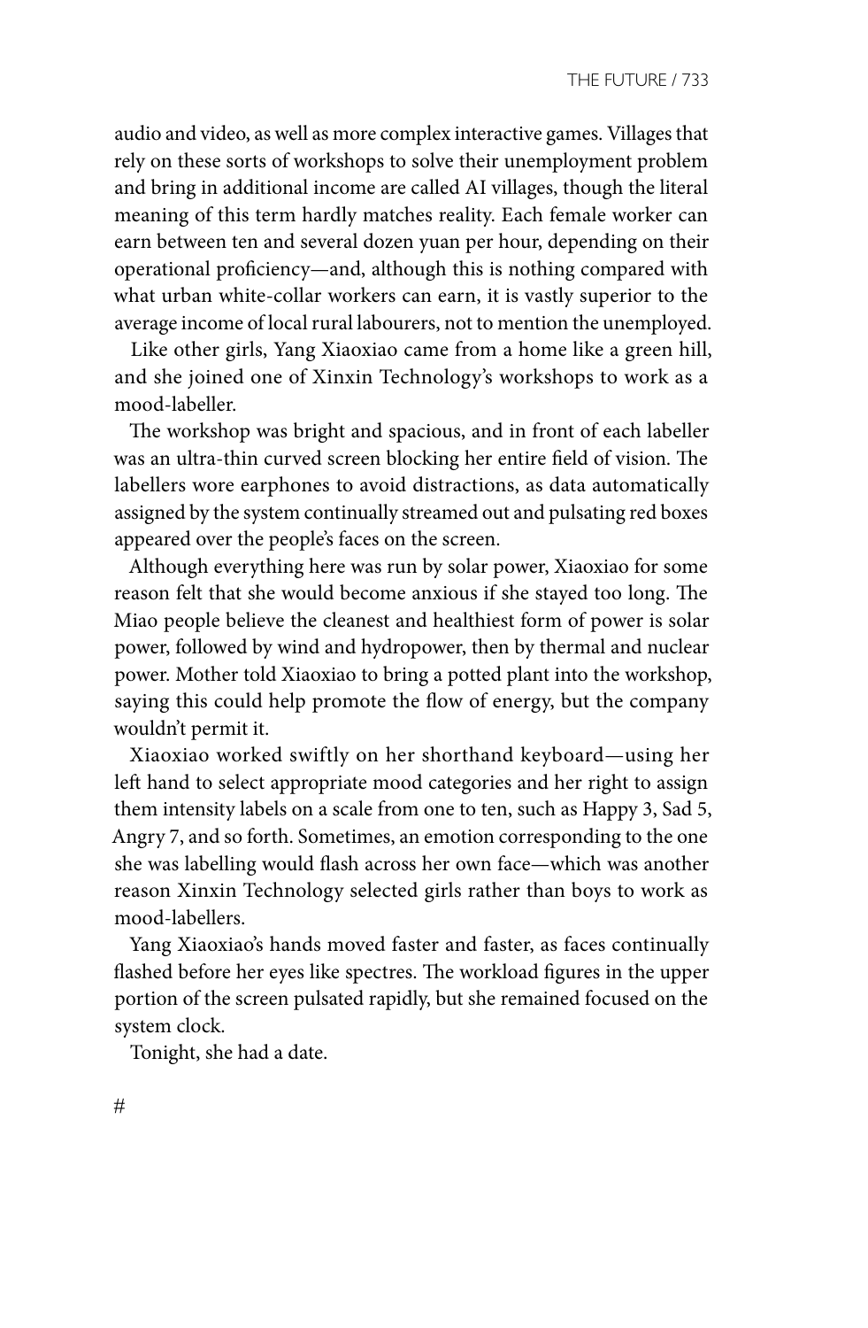audio and video, as well as more complex interactive games. Villages that rely on these sorts of workshops to solve their unemployment problem and bring in additional income are called AI villages, though the literal meaning of this term hardly matches reality. Each female worker can earn between ten and several dozen yuan per hour, depending on their operational proficiency—and, although this is nothing compared with what urban white-collar workers can earn, it is vastly superior to the average income of local rural labourers, not to mention the unemployed.

Like other girls, Yang Xiaoxiao came from a home like a green hill, and she joined one of Xinxin Technology's workshops to work as a mood-labeller.

The workshop was bright and spacious, and in front of each labeller was an ultra-thin curved screen blocking her entire field of vision. The labellers wore earphones to avoid distractions, as data automatically assigned by the system continually streamed out and pulsating red boxes appeared over the people's faces on the screen.

Although everything here was run by solar power, Xiaoxiao for some reason felt that she would become anxious if she stayed too long. The Miao people believe the cleanest and healthiest form of power is solar power, followed by wind and hydropower, then by thermal and nuclear power. Mother told Xiaoxiao to bring a potted plant into the workshop, saying this could help promote the flow of energy, but the company wouldn't permit it.

Xiaoxiao worked swiftly on her shorthand keyboard—using her left hand to select appropriate mood categories and her right to assign them intensity labels on a scale from one to ten, such as Happy 3, Sad 5, Angry 7, and so forth. Sometimes, an emotion corresponding to the one she was labelling would flash across her own face—which was another reason Xinxin Technology selected girls rather than boys to work as mood-labellers.

Yang Xiaoxiao's hands moved faster and faster, as faces continually flashed before her eyes like spectres. The workload figures in the upper portion of the screen pulsated rapidly, but she remained focused on the system clock.

Tonight, she had a date.

#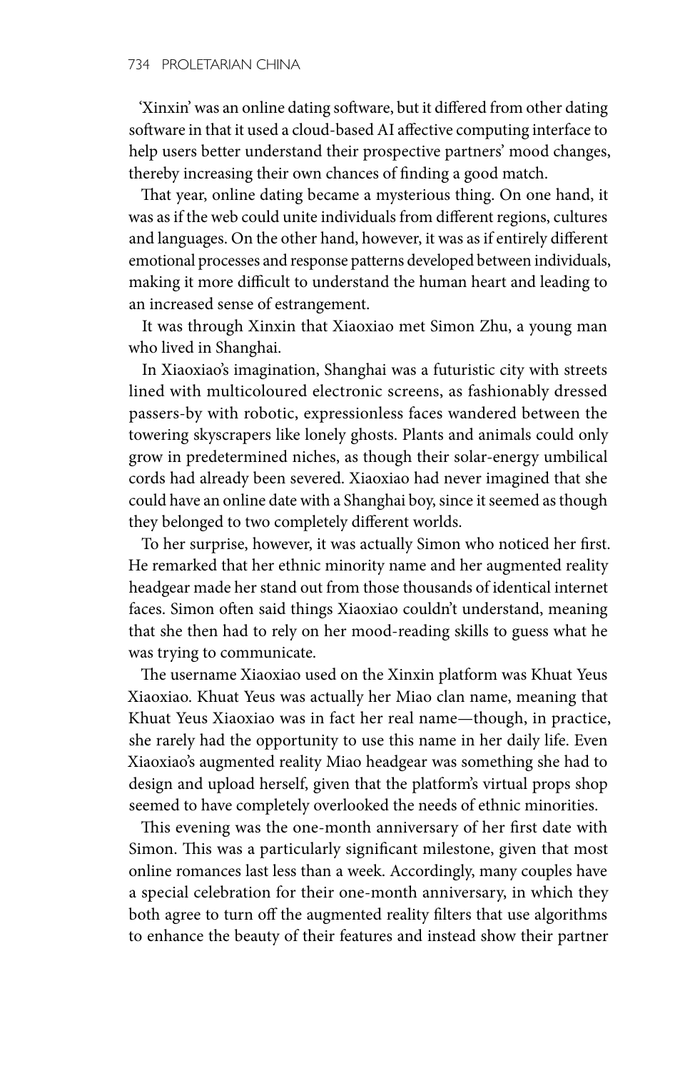'Xinxin' was an online dating software, but it differed from other dating software in that it used a cloud-based AI affective computing interface to help users better understand their prospective partners' mood changes, thereby increasing their own chances of finding a good match.

That year, online dating became a mysterious thing. On one hand, it was as if the web could unite individuals from different regions, cultures and languages. On the other hand, however, it was as if entirely different emotional processes and response patterns developed between individuals, making it more difficult to understand the human heart and leading to an increased sense of estrangement.

It was through Xinxin that Xiaoxiao met Simon Zhu, a young man who lived in Shanghai.

In Xiaoxiao's imagination, Shanghai was a futuristic city with streets lined with multicoloured electronic screens, as fashionably dressed passers-by with robotic, expressionless faces wandered between the towering skyscrapers like lonely ghosts. Plants and animals could only grow in predetermined niches, as though their solar-energy umbilical cords had already been severed. Xiaoxiao had never imagined that she could have an online date with a Shanghai boy, since it seemed as though they belonged to two completely different worlds.

To her surprise, however, it was actually Simon who noticed her first. He remarked that her ethnic minority name and her augmented reality headgear made her stand out from those thousands of identical internet faces. Simon often said things Xiaoxiao couldn't understand, meaning that she then had to rely on her mood-reading skills to guess what he was trying to communicate.

The username Xiaoxiao used on the Xinxin platform was Khuat Yeus Xiaoxiao. Khuat Yeus was actually her Miao clan name, meaning that Khuat Yeus Xiaoxiao was in fact her real name—though, in practice, she rarely had the opportunity to use this name in her daily life. Even Xiaoxiao's augmented reality Miao headgear was something she had to design and upload herself, given that the platform's virtual props shop seemed to have completely overlooked the needs of ethnic minorities.

This evening was the one-month anniversary of her first date with Simon. This was a particularly significant milestone, given that most online romances last less than a week. Accordingly, many couples have a special celebration for their one-month anniversary, in which they both agree to turn off the augmented reality filters that use algorithms to enhance the beauty of their features and instead show their partner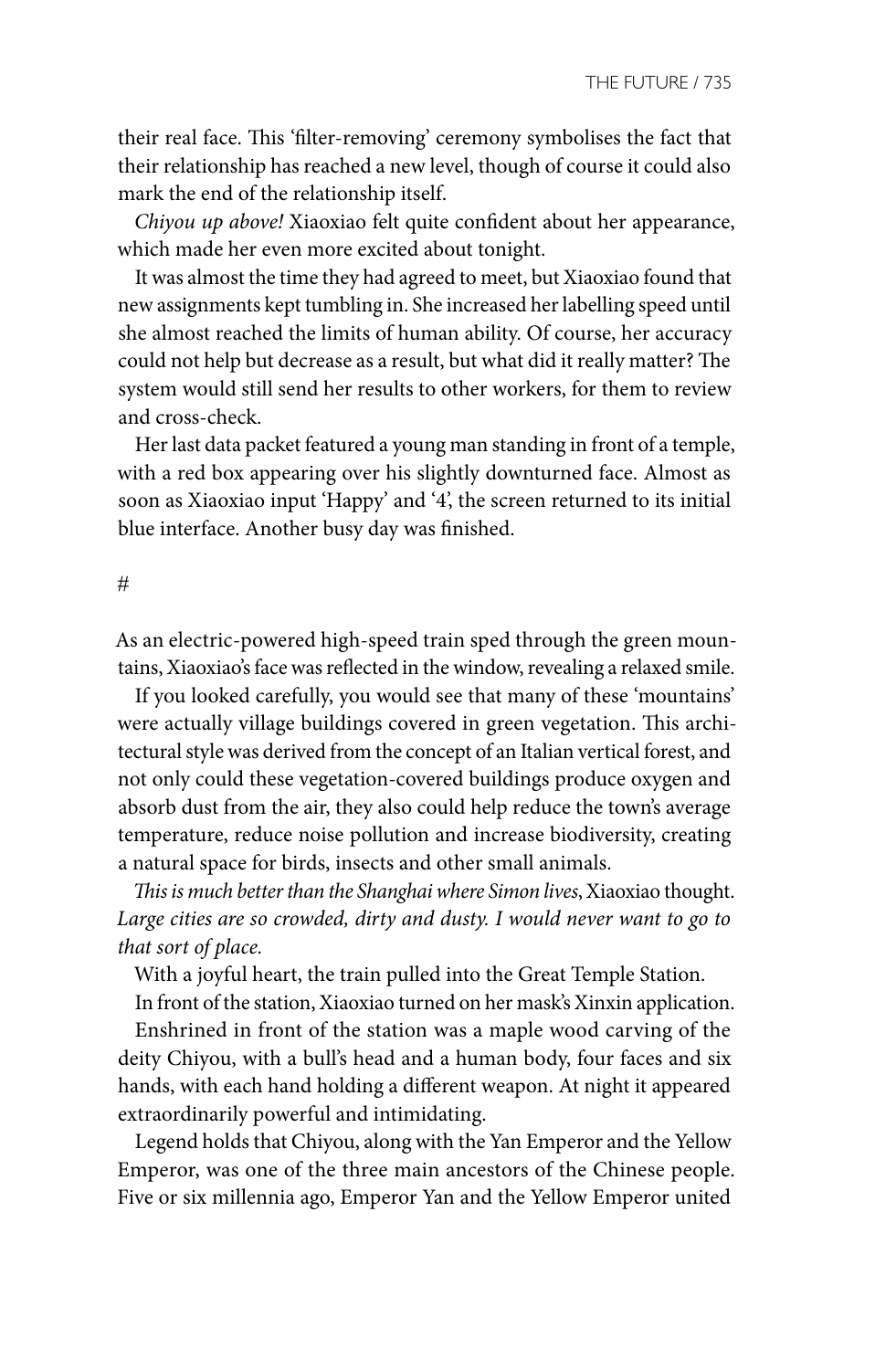their real face. This 'filter-removing' ceremony symbolises the fact that their relationship has reached a new level, though of course it could also mark the end of the relationship itself.

*Chiyou up above!* Xiaoxiao felt quite confident about her appearance, which made her even more excited about tonight.

It was almost the time they had agreed to meet, but Xiaoxiao found that new assignments kept tumbling in. She increased her labelling speed until she almost reached the limits of human ability. Of course, her accuracy could not help but decrease as a result, but what did it really matter? The system would still send her results to other workers, for them to review and cross-check.

Her last data packet featured a young man standing in front of a temple, with a red box appearing over his slightly downturned face. Almost as soon as Xiaoxiao input 'Happy' and '4', the screen returned to its initial blue interface. Another busy day was finished.

#

As an electric-powered high-speed train sped through the green mountains, Xiaoxiao's face was reflected in the window, revealing a relaxed smile.

If you looked carefully, you would see that many of these 'mountains' were actually village buildings covered in green vegetation. This architectural style was derived from the concept of an Italian vertical forest, and not only could these vegetation-covered buildings produce oxygen and absorb dust from the air, they also could help reduce the town's average temperature, reduce noise pollution and increase biodiversity, creating a natural space for birds, insects and other small animals.

*This is much better than the Shanghai where Simon lives*, Xiaoxiao thought. *Large cities are so crowded, dirty and dusty. I would never want to go to that sort of place.*

With a joyful heart, the train pulled into the Great Temple Station.

In front of the station, Xiaoxiao turned on her mask's Xinxin application.

Enshrined in front of the station was a maple wood carving of the deity Chiyou, with a bull's head and a human body, four faces and six hands, with each hand holding a different weapon. At night it appeared extraordinarily powerful and intimidating.

Legend holds that Chiyou, along with the Yan Emperor and the Yellow Emperor, was one of the three main ancestors of the Chinese people. Five or six millennia ago, Emperor Yan and the Yellow Emperor united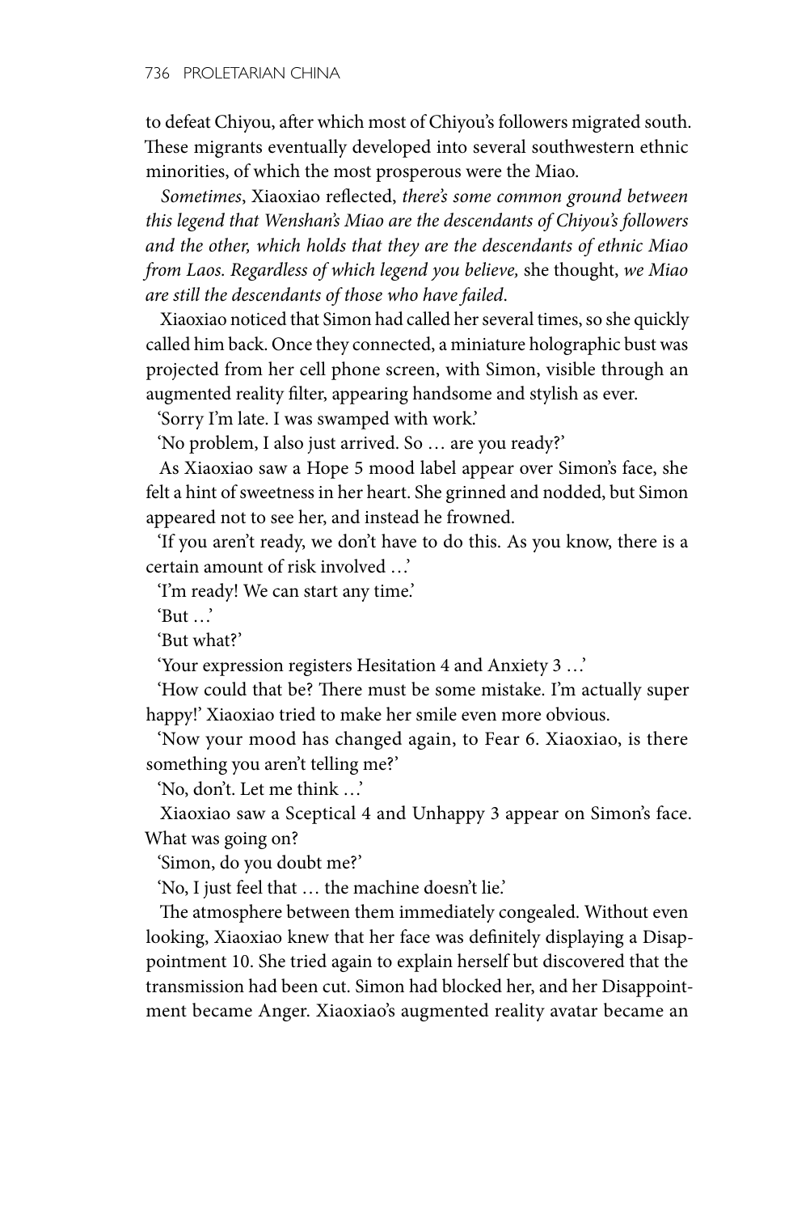to defeat Chiyou, after which most of Chiyou's followers migrated south. These migrants eventually developed into several southwestern ethnic minorities, of which the most prosperous were the Miao.

*Sometimes*, Xiaoxiao reflected, *there's some common ground between this legend that Wenshan's Miao are the descendants of Chiyou's followers and the other, which holds that they are the descendants of ethnic Miao from Laos. Regardless of which legend you believe,* she thought, *we Miao are still the descendants of those who have failed*.

Xiaoxiao noticed that Simon had called her several times, so she quickly called him back. Once they connected, a miniature holographic bust was projected from her cell phone screen, with Simon, visible through an augmented reality filter, appearing handsome and stylish as ever.

'Sorry I'm late. I was swamped with work.'

'No problem, I also just arrived. So … are you ready?'

As Xiaoxiao saw a Hope 5 mood label appear over Simon's face, she felt a hint of sweetness in her heart. She grinned and nodded, but Simon appeared not to see her, and instead he frowned.

'If you aren't ready, we don't have to do this. As you know, there is a certain amount of risk involved …'

'I'm ready! We can start any time.'

'But …'

'But what?'

'Your expression registers Hesitation 4 and Anxiety 3 …'

'How could that be? There must be some mistake. I'm actually super happy!' Xiaoxiao tried to make her smile even more obvious.

'Now your mood has changed again, to Fear 6. Xiaoxiao, is there something you aren't telling me?'

'No, don't. Let me think …'

Xiaoxiao saw a Sceptical 4 and Unhappy 3 appear on Simon's face. What was going on?

'Simon, do you doubt me?'

'No, I just feel that … the machine doesn't lie.'

The atmosphere between them immediately congealed. Without even looking, Xiaoxiao knew that her face was definitely displaying a Disappointment 10. She tried again to explain herself but discovered that the transmission had been cut. Simon had blocked her, and her Disappointment became Anger. Xiaoxiao's augmented reality avatar became an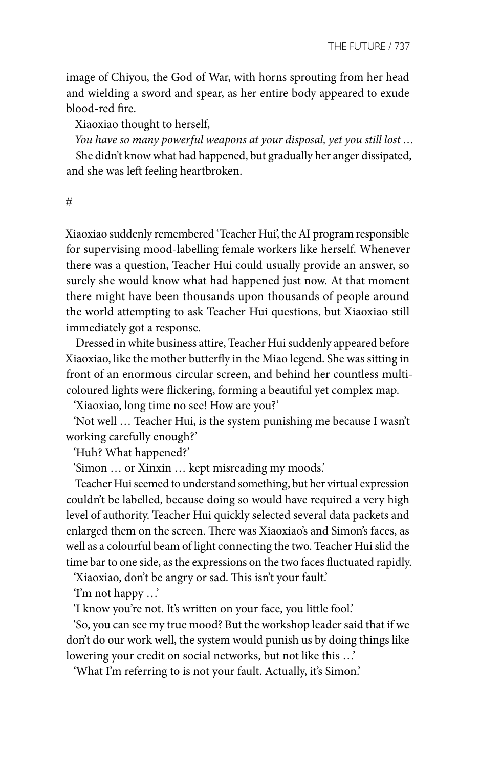image of Chiyou, the God of War, with horns sprouting from her head and wielding a sword and spear, as her entire body appeared to exude blood-red fire.

Xiaoxiao thought to herself,

*You have so many powerful weapons at your disposal, yet you still lost …*

She didn't know what had happened, but gradually her anger dissipated, and she was left feeling heartbroken.

#

Xiaoxiao suddenly remembered 'Teacher Hui', the AI program responsible for supervising mood-labelling female workers like herself. Whenever there was a question, Teacher Hui could usually provide an answer, so surely she would know what had happened just now. At that moment there might have been thousands upon thousands of people around the world attempting to ask Teacher Hui questions, but Xiaoxiao still immediately got a response.

Dressed in white business attire, Teacher Hui suddenly appeared before Xiaoxiao, like the mother butterfly in the Miao legend. She was sitting in front of an enormous circular screen, and behind her countless multi-coloured lights were flickering, forming a beautiful yet complex map.

'Xiaoxiao, long time no see! How are you?'

'Not well … Teacher Hui, is the system punishing me because I wasn't working carefully enough?'

'Huh? What happened?'

'Simon … or Xinxin … kept misreading my moods.'

Teacher Hui seemed to understand something, but her virtual expression couldn't be labelled, because doing so would have required a very high level of authority. Teacher Hui quickly selected several data packets and enlarged them on the screen. There was Xiaoxiao's and Simon's faces, as well as a colourful beam of light connecting the two. Teacher Hui slid the time bar to one side, as the expressions on the two faces fluctuated rapidly.

'Xiaoxiao, don't be angry or sad. This isn't your fault.'

'I'm not happy …'

'I know you're not. It's written on your face, you little fool.'

'So, you can see my true mood? But the workshop leader said that if we don't do our work well, the system would punish us by doing things like lowering your credit on social networks, but not like this …'

'What I'm referring to is not your fault. Actually, it's Simon.'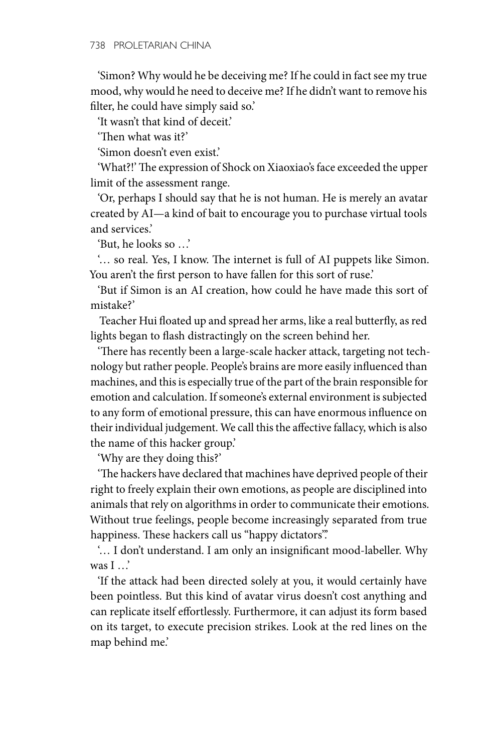'Simon? Why would he be deceiving me? If he could in fact see my true mood, why would he need to deceive me? If he didn't want to remove his filter, he could have simply said so.'

'It wasn't that kind of deceit.'

'Then what was it?'

'Simon doesn't even exist.'

'What?!' The expression of Shock on Xiaoxiao's face exceeded the upper limit of the assessment range.

'Or, perhaps I should say that he is not human. He is merely an avatar created by AI—a kind of bait to encourage you to purchase virtual tools and services.'

'But, he looks so …'

'… so real. Yes, I know. The internet is full of AI puppets like Simon. You aren't the first person to have fallen for this sort of ruse.'

'But if Simon is an AI creation, how could he have made this sort of mistake?'

Teacher Hui floated up and spread her arms, like a real butterfly, as red lights began to flash distractingly on the screen behind her.

'There has recently been a large-scale hacker attack, targeting not technology but rather people. People's brains are more easily influenced than machines, and this is especially true of the part of the brain responsible for emotion and calculation. If someone's external environment is subjected to any form of emotional pressure, this can have enormous influence on their individual judgement. We call this the affective fallacy, which is also the name of this hacker group.'

'Why are they doing this?'

'The hackers have declared that machines have deprived people of their right to freely explain their own emotions, as people are disciplined into animals that rely on algorithms in order to communicate their emotions. Without true feelings, people become increasingly separated from true happiness. These hackers call us "happy dictators".'

'… I don't understand. I am only an insignificant mood-labeller. Why was I …'

'If the attack had been directed solely at you, it would certainly have been pointless. But this kind of avatar virus doesn't cost anything and can replicate itself effortlessly. Furthermore, it can adjust its form based on its target, to execute precision strikes. Look at the red lines on the map behind me.'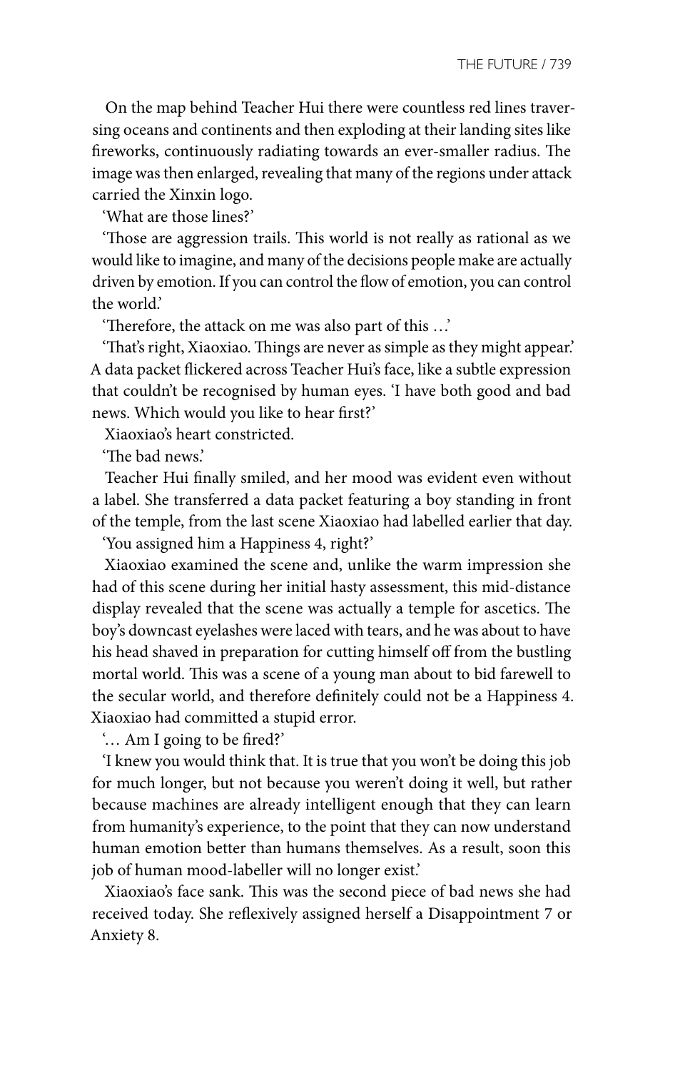On the map behind Teacher Hui there were countless red lines traversing oceans and continents and then exploding at their landing sites like fireworks, continuously radiating towards an ever-smaller radius. The image was then enlarged, revealing that many of the regions under attack carried the Xinxin logo.

'What are those lines?'

'Those are aggression trails. This world is not really as rational as we would like to imagine, and many of the decisions people make are actually driven by emotion. If you can control the flow of emotion, you can control the world.'

'Therefore, the attack on me was also part of this …'

'That's right, Xiaoxiao. Things are never as simple as they might appear.' A data packet flickered across Teacher Hui's face, like a subtle expression that couldn't be recognised by human eyes. 'I have both good and bad news. Which would you like to hear first?'

Xiaoxiao's heart constricted.

'The bad news.'

Teacher Hui finally smiled, and her mood was evident even without a label. She transferred a data packet featuring a boy standing in front of the temple, from the last scene Xiaoxiao had labelled earlier that day.

'You assigned him a Happiness 4, right?'

Xiaoxiao examined the scene and, unlike the warm impression she had of this scene during her initial hasty assessment, this mid-distance display revealed that the scene was actually a temple for ascetics. The boy's downcast eyelashes were laced with tears, and he was about to have his head shaved in preparation for cutting himself off from the bustling mortal world. This was a scene of a young man about to bid farewell to the secular world, and therefore definitely could not be a Happiness 4. Xiaoxiao had committed a stupid error.

'… Am I going to be fired?'

'I knew you would think that. It is true that you won't be doing this job for much longer, but not because you weren't doing it well, but rather because machines are already intelligent enough that they can learn from humanity's experience, to the point that they can now understand human emotion better than humans themselves. As a result, soon this job of human mood-labeller will no longer exist.'

Xiaoxiao's face sank. This was the second piece of bad news she had received today. She reflexively assigned herself a Disappointment 7 or Anxiety 8.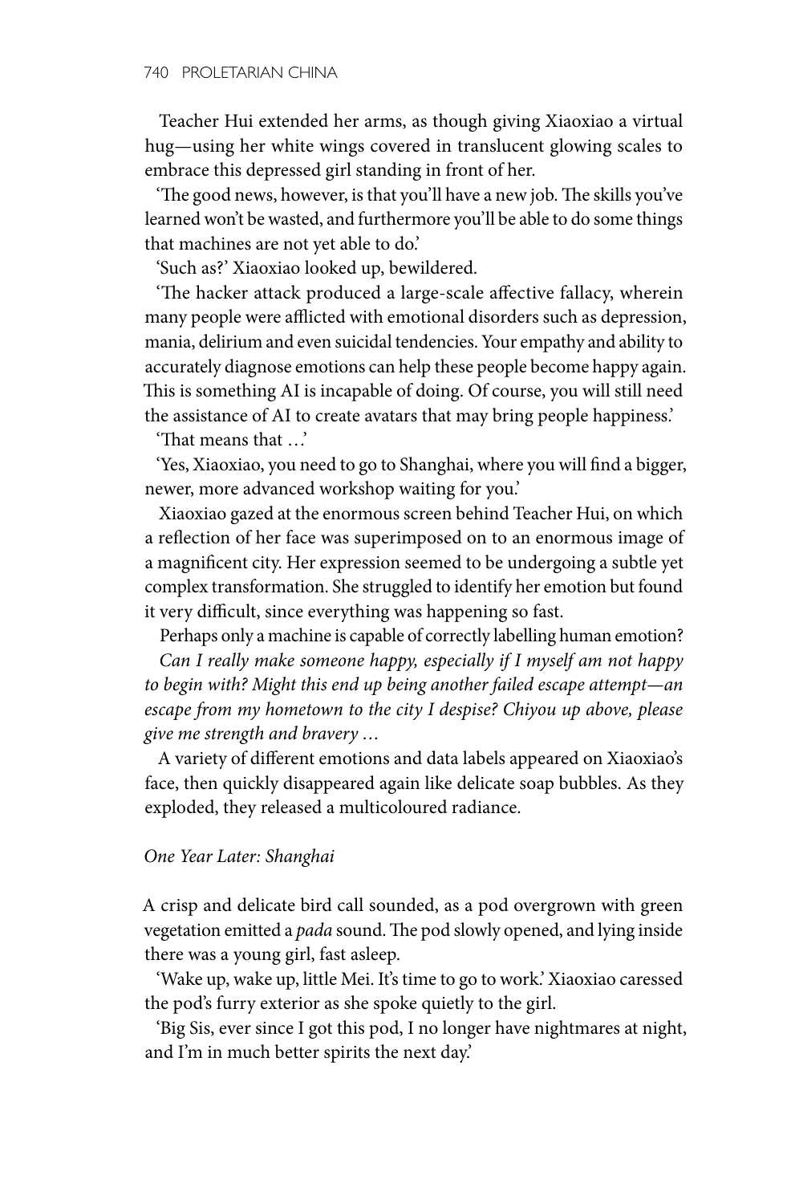Teacher Hui extended her arms, as though giving Xiaoxiao a virtual hug—using her white wings covered in translucent glowing scales to embrace this depressed girl standing in front of her.

'The good news, however, is that you'll have a new job. The skills you've learned won't be wasted, and furthermore you'll be able to do some things that machines are not yet able to do.'

'Such as?' Xiaoxiao looked up, bewildered.

'The hacker attack produced a large-scale affective fallacy, wherein many people were afflicted with emotional disorders such as depression, mania, delirium and even suicidal tendencies. Your empathy and ability to accurately diagnose emotions can help these people become happy again. This is something AI is incapable of doing. Of course, you will still need the assistance of AI to create avatars that may bring people happiness.'

'That means that …'

'Yes, Xiaoxiao, you need to go to Shanghai, where you will find a bigger, newer, more advanced workshop waiting for you.'

Xiaoxiao gazed at the enormous screen behind Teacher Hui, on which a reflection of her face was superimposed on to an enormous image of a magnificent city. Her expression seemed to be undergoing a subtle yet complex transformation. She struggled to identify her emotion but found it very difficult, since everything was happening so fast.

Perhaps only a machine is capable of correctly labelling human emotion?

*Can I really make someone happy, especially if I myself am not happy to begin with? Might this end up being another failed escape attempt—an escape from my hometown to the city I despise? Chiyou up above, please give me strength and bravery …*

A variety of different emotions and data labels appeared on Xiaoxiao's face, then quickly disappeared again like delicate soap bubbles. As they exploded, they released a multicoloured radiance.

*One Year Later: Shanghai*

A crisp and delicate bird call sounded, as a pod overgrown with green vegetation emitted a *pada* sound. The pod slowly opened, and lying inside there was a young girl, fast asleep.

'Wake up, wake up, little Mei. It's time to go to work.' Xiaoxiao caressed the pod's furry exterior as she spoke quietly to the girl.

'Big Sis, ever since I got this pod, I no longer have nightmares at night, and I'm in much better spirits the next day.'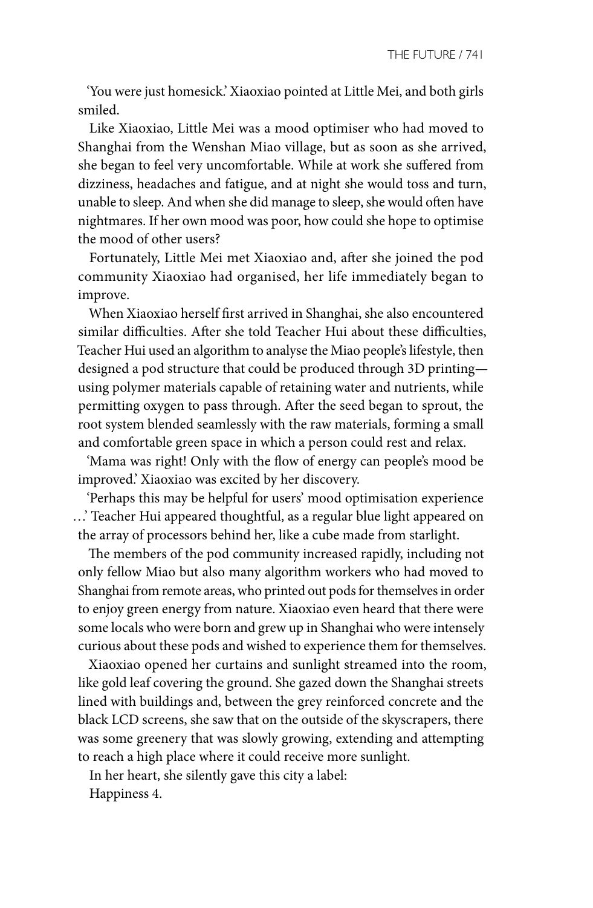'You were just homesick.' Xiaoxiao pointed at Little Mei, and both girls smiled.

Like Xiaoxiao, Little Mei was a mood optimiser who had moved to Shanghai from the Wenshan Miao village, but as soon as she arrived, she began to feel very uncomfortable. While at work she suffered from dizziness, headaches and fatigue, and at night she would toss and turn, unable to sleep. And when she did manage to sleep, she would often have nightmares. If her own mood was poor, how could she hope to optimise the mood of other users?

Fortunately, Little Mei met Xiaoxiao and, after she joined the pod community Xiaoxiao had organised, her life immediately began to improve.

When Xiaoxiao herself first arrived in Shanghai, she also encountered similar difficulties. After she told Teacher Hui about these difficulties, Teacher Hui used an algorithm to analyse the Miao people's lifestyle, then designed a pod structure that could be produced through 3D printing—using polymer materials capable of retaining water and nutrients, while permitting oxygen to pass through. After the seed began to sprout, the root system blended seamlessly with the raw materials, forming a small and comfortable green space in which a person could rest and relax.

'Mama was right! Only with the flow of energy can people's mood be improved.' Xiaoxiao was excited by her discovery.

'Perhaps this may be helpful for users' mood optimisation experience …' Teacher Hui appeared thoughtful, as a regular blue light appeared on the array of processors behind her, like a cube made from starlight.

The members of the pod community increased rapidly, including not only fellow Miao but also many algorithm workers who had moved to Shanghai from remote areas, who printed out pods for themselves in order to enjoy green energy from nature. Xiaoxiao even heard that there were some locals who were born and grew up in Shanghai who were intensely curious about these pods and wished to experience them for themselves.

Xiaoxiao opened her curtains and sunlight streamed into the room, like gold leaf covering the ground. She gazed down the Shanghai streets lined with buildings and, between the grey reinforced concrete and the black LCD screens, she saw that on the outside of the skyscrapers, there was some greenery that was slowly growing, extending and attempting to reach a high place where it could receive more sunlight.

In her heart, she silently gave this city a label:

Happiness 4.